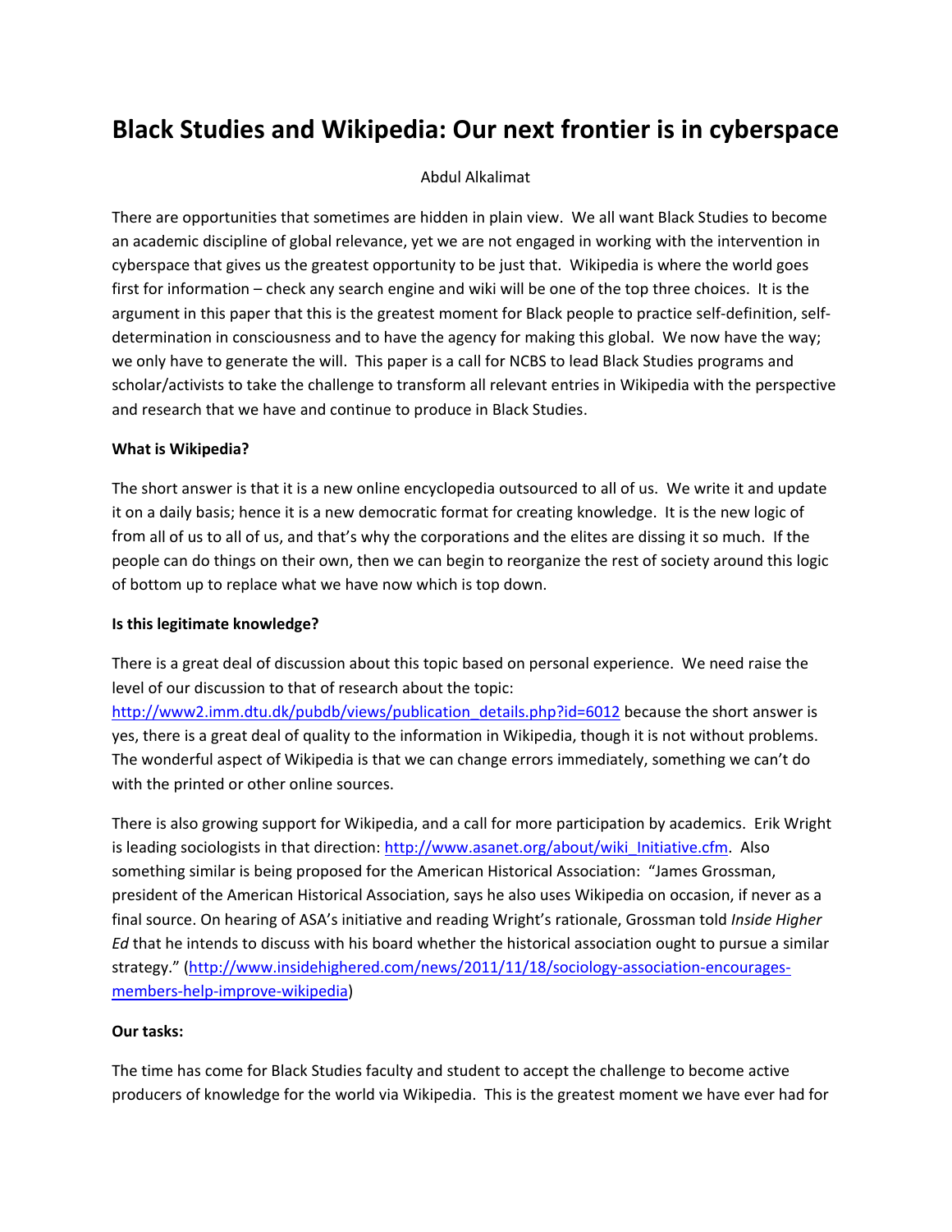# Black Studies and Wikipedia: Our next frontier is in cyberspace

Abdul Alkalimat

There are opportunities that sometimes are hidden in plain view. We all want Black Studies to become an academic discipline of global relevance, yet we are not engaged in working with the intervention in cyberspace that gives us the greatest opportunity to be just that. Wikipedia is where the world goes first for information – check any search engine and wiki will be one of the top three choices. It is the argument in this paper that this is the greatest moment for Black people to practice self-definition, self-determination in consciousness and to have the agency for making this global. We now have the way; we only have to generate the will. This paper is a call for NCBS to lead Black Studies programs and scholar/activists to take the challenge to transform all relevant entries in Wikipedia with the perspective and research that we have and continue to produce in Black Studies.

**What is Wikipedia?**

The short answer is that it is a new online encyclopedia outsourced to all of us. We write it and update it on a daily basis; hence it is a new democratic format for creating knowledge. It is the new logic of from all of us to all of us, and that's why the corporations and the elites are dissing it so much. If the people can do things on their own, then we can begin to reorganize the rest of society around this logic of bottom up to replace what we have now which is top down.

**Is this legitimate knowledge?**

There is a great deal of discussion about this topic based on personal experience. We need raise the level of our discussion to that of research about the topic: [http://www2.imm.dtu.dk/pubdb/views/publication_details.php?id=6012](http://www2.imm.dtu.dk/pubdb/views/publication_details.php?id=6012) because the short answer is yes, there is a great deal of quality to the information in Wikipedia, though it is not without problems. The wonderful aspect of Wikipedia is that we can change errors immediately, something we can't do with the printed or other online sources.

There is also growing support for Wikipedia, and a call for more participation by academics. Erik Wright is leading sociologists in that direction: [http://www.asanet.org/about/wiki_Initiative.cfm](http://www.asanet.org/about/wiki_Initiative.cfm). Also something similar is being proposed for the American Historical Association: "James Grossman, president of the American Historical Association, says he also uses Wikipedia on occasion, if never as a final source. On hearing of ASA's initiative and reading Wright's rationale, Grossman told *Inside Higher Ed* that he intends to discuss with his board whether the historical association ought to pursue a similar strategy." ([http://www.insidehighered.com/news/2011/11/18/sociology-association-encourages-members-help-improve-wikipedia](http://www.insidehighered.com/news/2011/11/18/sociology-association-encourages-members-help-improve-wikipedia))

**Our tasks:**

The time has come for Black Studies faculty and student to accept the challenge to become active producers of knowledge for the world via Wikipedia. This is the greatest moment we have ever had for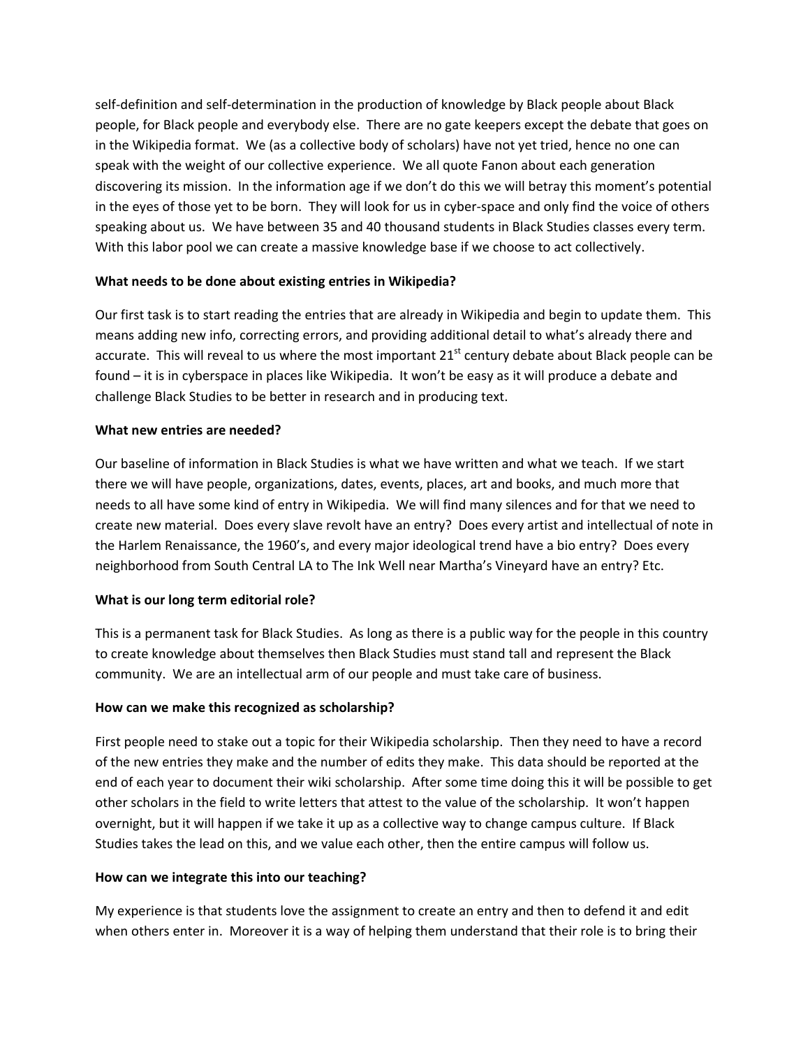self-definition and self-determination in the production of knowledge by Black people about Black people, for Black people and everybody else. There are no gate keepers except the debate that goes on in the Wikipedia format. We (as a collective body of scholars) have not yet tried, hence no one can speak with the weight of our collective experience. We all quote Fanon about each generation discovering its mission. In the information age if we don't do this we will betray this moment's potential in the eyes of those yet to be born. They will look for us in cyber-space and only find the voice of others speaking about us. We have between 35 and 40 thousand students in Black Studies classes every term. With this labor pool we can create a massive knowledge base if we choose to act collectively.

**What needs to be done about existing entries in Wikipedia?**

Our first task is to start reading the entries that are already in Wikipedia and begin to update them. This means adding new info, correcting errors, and providing additional detail to what's already there and accurate. This will reveal to us where the most important 21st century debate about Black people can be found – it is in cyberspace in places like Wikipedia. It won't be easy as it will produce a debate and challenge Black Studies to be better in research and in producing text.

**What new entries are needed?**

Our baseline of information in Black Studies is what we have written and what we teach. If we start there we will have people, organizations, dates, events, places, art and books, and much more that needs to all have some kind of entry in Wikipedia. We will find many silences and for that we need to create new material. Does every slave revolt have an entry? Does every artist and intellectual of note in the Harlem Renaissance, the 1960's, and every major ideological trend have a bio entry? Does every neighborhood from South Central LA to The Ink Well near Martha's Vineyard have an entry? Etc.

**What is our long term editorial role?**

This is a permanent task for Black Studies. As long as there is a public way for the people in this country to create knowledge about themselves then Black Studies must stand tall and represent the Black community. We are an intellectual arm of our people and must take care of business.

**How can we make this recognized as scholarship?**

First people need to stake out a topic for their Wikipedia scholarship. Then they need to have a record of the new entries they make and the number of edits they make. This data should be reported at the end of each year to document their wiki scholarship. After some time doing this it will be possible to get other scholars in the field to write letters that attest to the value of the scholarship. It won't happen overnight, but it will happen if we take it up as a collective way to change campus culture. If Black Studies takes the lead on this, and we value each other, then the entire campus will follow us.

**How can we integrate this into our teaching?**

My experience is that students love the assignment to create an entry and then to defend it and edit when others enter in. Moreover it is a way of helping them understand that their role is to bring their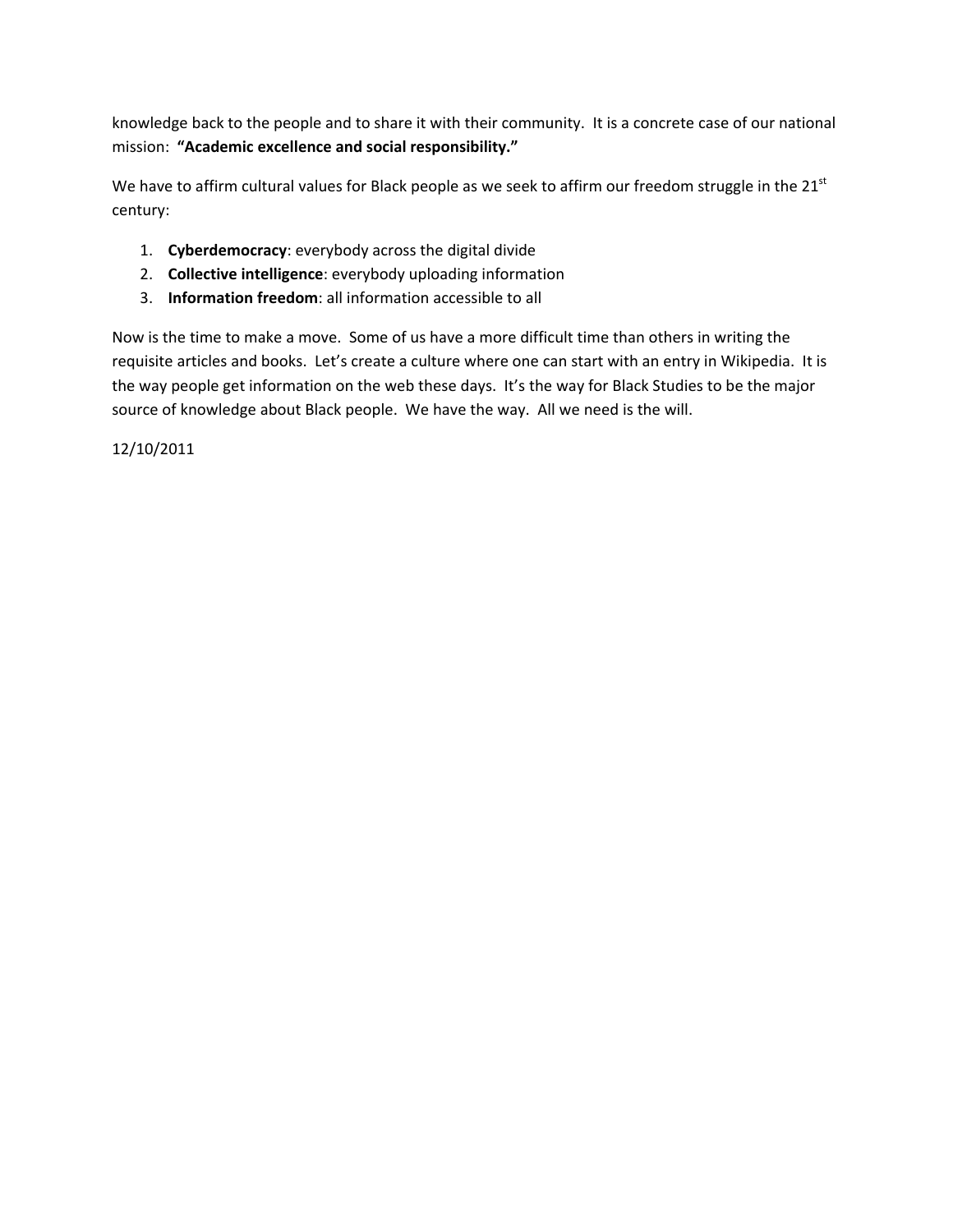knowledge back to the people and to share it with their community. It is a concrete case of our national mission: **"Academic excellence and social responsibility."**

We have to affirm cultural values for Black people as we seek to affirm our freedom struggle in the 21st century:

1. **Cyberdemocracy**: everybody across the digital divide
2. **Collective intelligence**: everybody uploading information
3. **Information freedom**: all information accessible to all

Now is the time to make a move. Some of us have a more difficult time than others in writing the requisite articles and books. Let's create a culture where one can start with an entry in Wikipedia. It is the way people get information on the web these days. It's the way for Black Studies to be the major source of knowledge about Black people. We have the way. All we need is the will.

12/10/2011